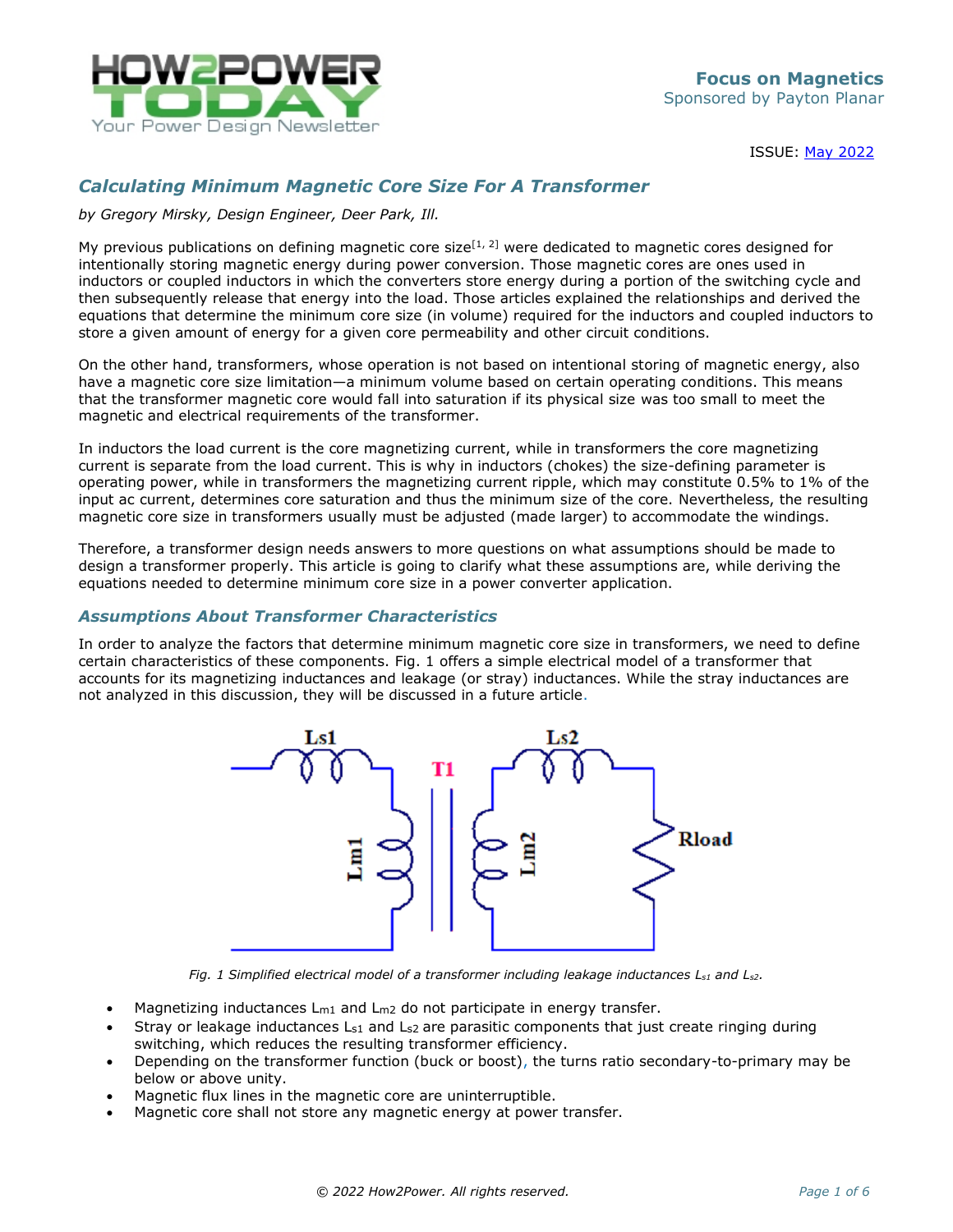Focus on Magnetics
Sponsored by Payton Planar

ISSUE: May 2022

## Calculating Minimum Magnetic Core Size For A Transformer

*by Gregory Mirsky, Design Engineer, Deer Park, Ill.*

My previous publications on defining magnetic core size[1, 2] were dedicated to magnetic cores designed for intentionally storing magnetic energy during power conversion. Those magnetic cores are ones used in inductors or coupled inductors in which the converters store energy during a portion of the switching cycle and then subsequently release that energy into the load. Those articles explained the relationships and derived the equations that determine the minimum core size (in volume) required for the inductors and coupled inductors to store a given amount of energy for a given core permeability and other circuit conditions.

On the other hand, transformers, whose operation is not based on intentional storing of magnetic energy, also have a magnetic core size limitation—a minimum volume based on certain operating conditions. This means that the transformer magnetic core would fall into saturation if its physical size was too small to meet the magnetic and electrical requirements of the transformer.

In inductors the load current is the core magnetizing current, while in transformers the core magnetizing current is separate from the load current. This is why in inductors (chokes) the size-defining parameter is operating power, while in transformers the magnetizing current ripple, which may constitute 0.5% to 1% of the input ac current, determines core saturation and thus the minimum size of the core. Nevertheless, the resulting magnetic core size in transformers usually must be adjusted (made larger) to accommodate the windings.

Therefore, a transformer design needs answers to more questions on what assumptions should be made to design a transformer properly. This article is going to clarify what these assumptions are, while deriving the equations needed to determine minimum core size in a power converter application.

### Assumptions About Transformer Characteristics

In order to analyze the factors that determine minimum magnetic core size in transformers, we need to define certain characteristics of these components. Fig. 1 offers a simple electrical model of a transformer that accounts for its magnetizing inductances and leakage (or stray) inductances. While the stray inductances are not analyzed in this discussion, they will be discussed in a future article.

*Fig. 1 Simplified electrical model of a transformer including leakage inductances $L_{s1}$ and $L_{s2}$.*

- Magnetizing inductances $L_{m1}$ and $L_{m2}$ do not participate in energy transfer.
- Stray or leakage inductances $L_{s1}$ and $L_{s2}$ are parasitic components that just create ringing during switching, which reduces the resulting transformer efficiency.
- Depending on the transformer function (buck or boost), the turns ratio secondary-to-primary may be below or above unity.
- Magnetic flux lines in the magnetic core are uninterruptible.
- Magnetic core shall not store any magnetic energy at power transfer.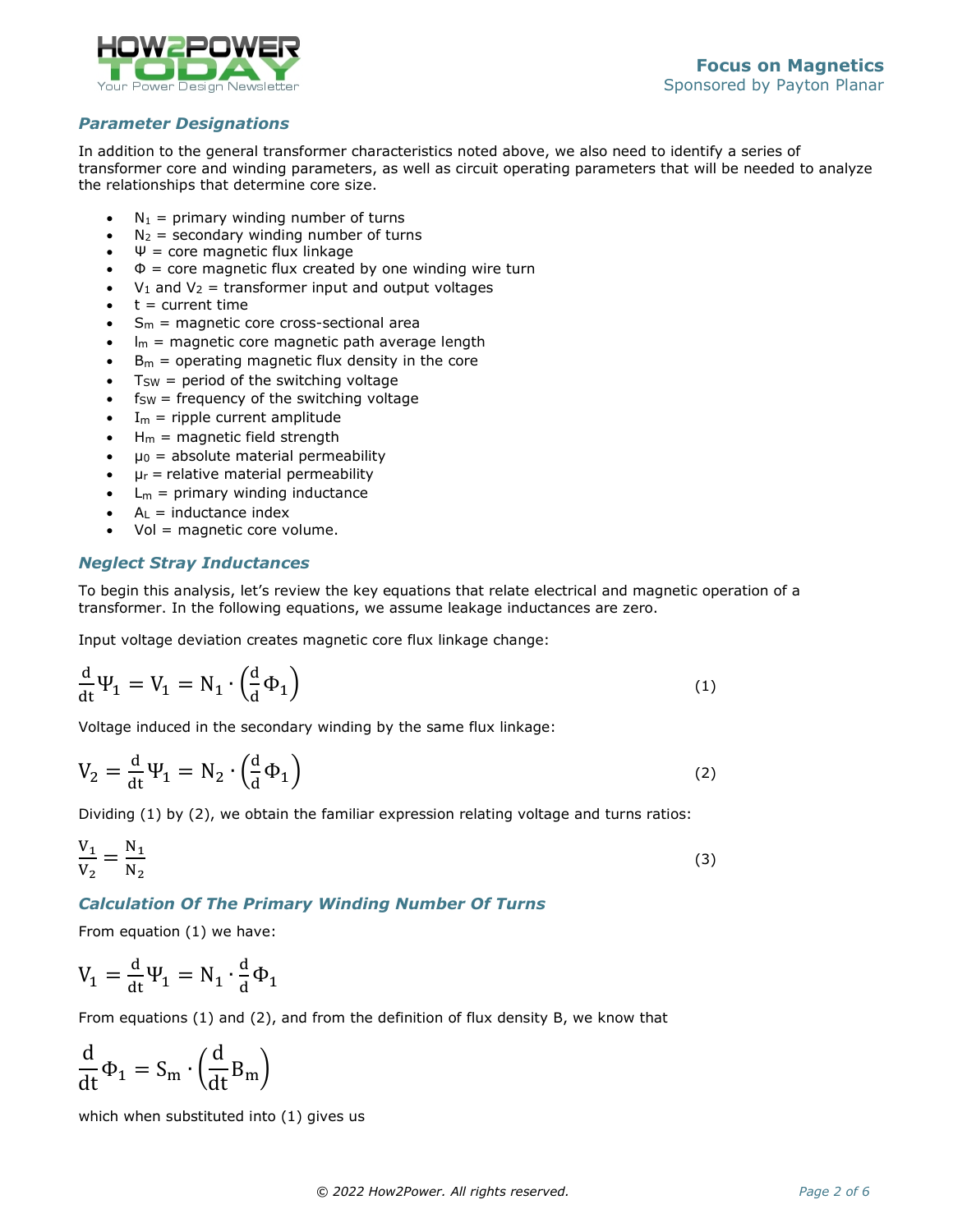### *Parameter Designations*

In addition to the general transformer characteristics noted above, we also need to identify a series of transformer core and winding parameters, as well as circuit operating parameters that will be needed to analyze the relationships that determine core size.

- $N_1$ = primary winding number of turns
- $N_2$ = secondary winding number of turns
- $\Psi$ = core magnetic flux linkage
- $\Phi$ = core magnetic flux created by one winding wire turn
- $V_1$ and $V_2$ = transformer input and output voltages
- t = current time
- $S_m$ = magnetic core cross-sectional area
- $l_m$ = magnetic core magnetic path average length
- $B_m$ = operating magnetic flux density in the core
- $T_{SW}$ = period of the switching voltage
- $f_{SW}$ = frequency of the switching voltage
- $I_m$ = ripple current amplitude
- $H_m$ = magnetic field strength
- $\mu_0$ = absolute material permeability
- $\mu_r$ = relative material permeability
- $L_m$ = primary winding inductance
- $A_L$ = inductance index
- Vol = magnetic core volume.

### *Neglect Stray Inductances*

To begin this analysis, let's review the key equations that relate electrical and magnetic operation of a transformer. In the following equations, we assume leakage inductances are zero.

Input voltage deviation creates magnetic core flux linkage change:

$$\frac{d}{dt}\Psi_1 = V_1 = N_1 \cdot \left(\frac{d}{d}\Phi_1\right) \tag{1}$$

Voltage induced in the secondary winding by the same flux linkage:

$$V_2 = \frac{d}{dt}\Psi_1 = N_2 \cdot \left(\frac{d}{d}\Phi_1\right) \tag{2}$$

Dividing (1) by (2), we obtain the familiar expression relating voltage and turns ratios:

$$\frac{V_1}{V_2} = \frac{N_1}{N_2} \tag{3}$$

### *Calculation Of The Primary Winding Number Of Turns*

From equation (1) we have:

$$V_1 = \frac{d}{dt}\Psi_1 = N_1 \cdot \frac{d}{d}\Phi_1$$

From equations (1) and (2), and from the definition of flux density B, we know that

$$\frac{d}{dt}\Phi_1 = S_m \cdot \left(\frac{d}{dt}B_m\right)$$

which when substituted into (1) gives us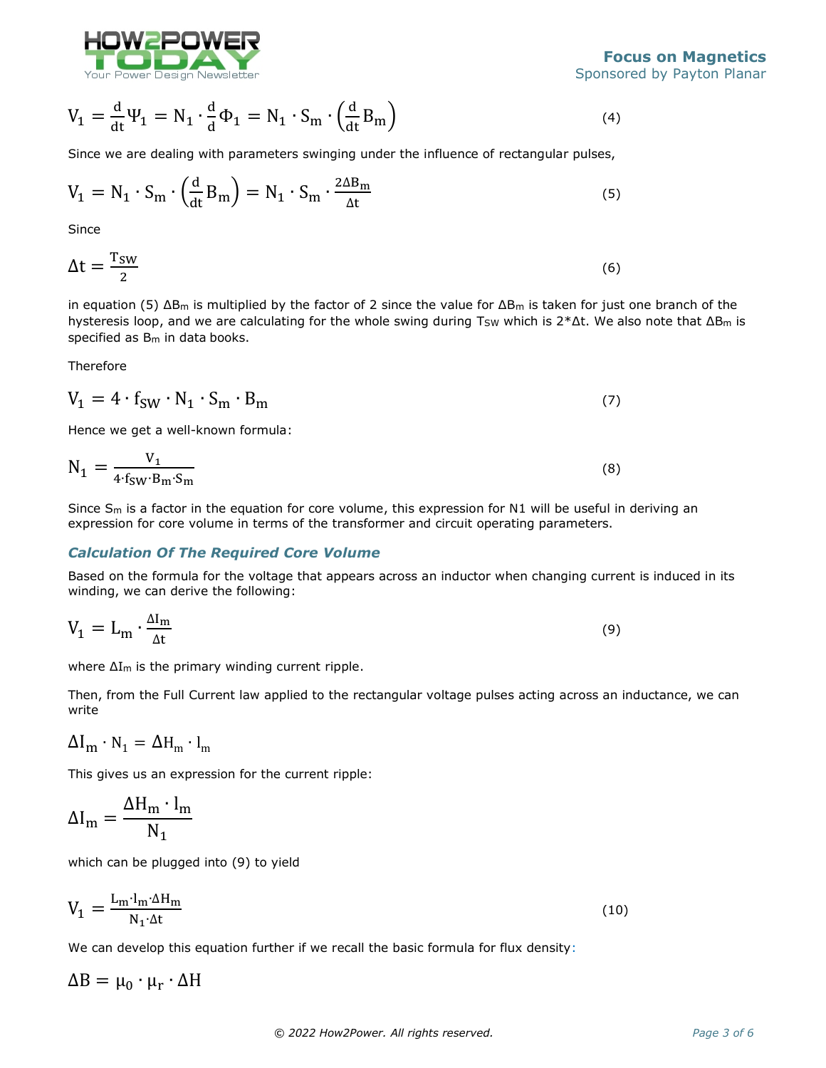$$V_1 = \frac{d}{dt}\Psi_1 = N_1 \cdot \frac{d}{d}\Phi_1 = N_1 \cdot S_m \cdot \left(\frac{d}{dt}B_m\right) \tag{4}$$

Since we are dealing with parameters swinging under the influence of rectangular pulses,

$$V_1 = N_1 \cdot S_m \cdot \left(\frac{d}{dt}B_m\right) = N_1 \cdot S_m \cdot \frac{2\Delta B_m}{\Delta t} \tag{5}$$

Since

$$\Delta t = \frac{T_{SW}}{2} \tag{6}$$

in equation (5) $\Delta B_m$ is multiplied by the factor of 2 since the value for $\Delta B_m$ is taken for just one branch of the hysteresis loop, and we are calculating for the whole swing during $T_{SW}$ which is 2*Δt. We also note that $\Delta B_m$ is specified as $B_m$ in data books.

Therefore

$$V_1 = 4 \cdot f_{SW} \cdot N_1 \cdot S_m \cdot B_m \tag{7}$$

Hence we get a well-known formula:

$$N_1 = \frac{V_1}{4 \cdot f_{SW} \cdot B_m \cdot S_m} \tag{8}$$

Since $S_m$ is a factor in the equation for core volume, this expression for N1 will be useful in deriving an expression for core volume in terms of the transformer and circuit operating parameters.

### *Calculation Of The Required Core Volume*

Based on the formula for the voltage that appears across an inductor when changing current is induced in its winding, we can derive the following:

$$V_1 = L_m \cdot \frac{\Delta I_m}{\Delta t} \tag{9}$$

where $\Delta I_m$ is the primary winding current ripple.

Then, from the Full Current law applied to the rectangular voltage pulses acting across an inductance, we can write

$$\Delta I_m \cdot N_1 = \Delta H_m \cdot l_m$$

This gives us an expression for the current ripple:

$$\Delta I_m = \frac{\Delta H_m \cdot l_m}{N_1}$$

which can be plugged into (9) to yield

$$V_1 = \frac{L_m \cdot l_m \cdot \Delta H_m}{N_1 \cdot \Delta t} \tag{10}$$

We can develop this equation further if we recall the basic formula for flux density:

$$\Delta B = \mu_0 \cdot \mu_r \cdot \Delta H$$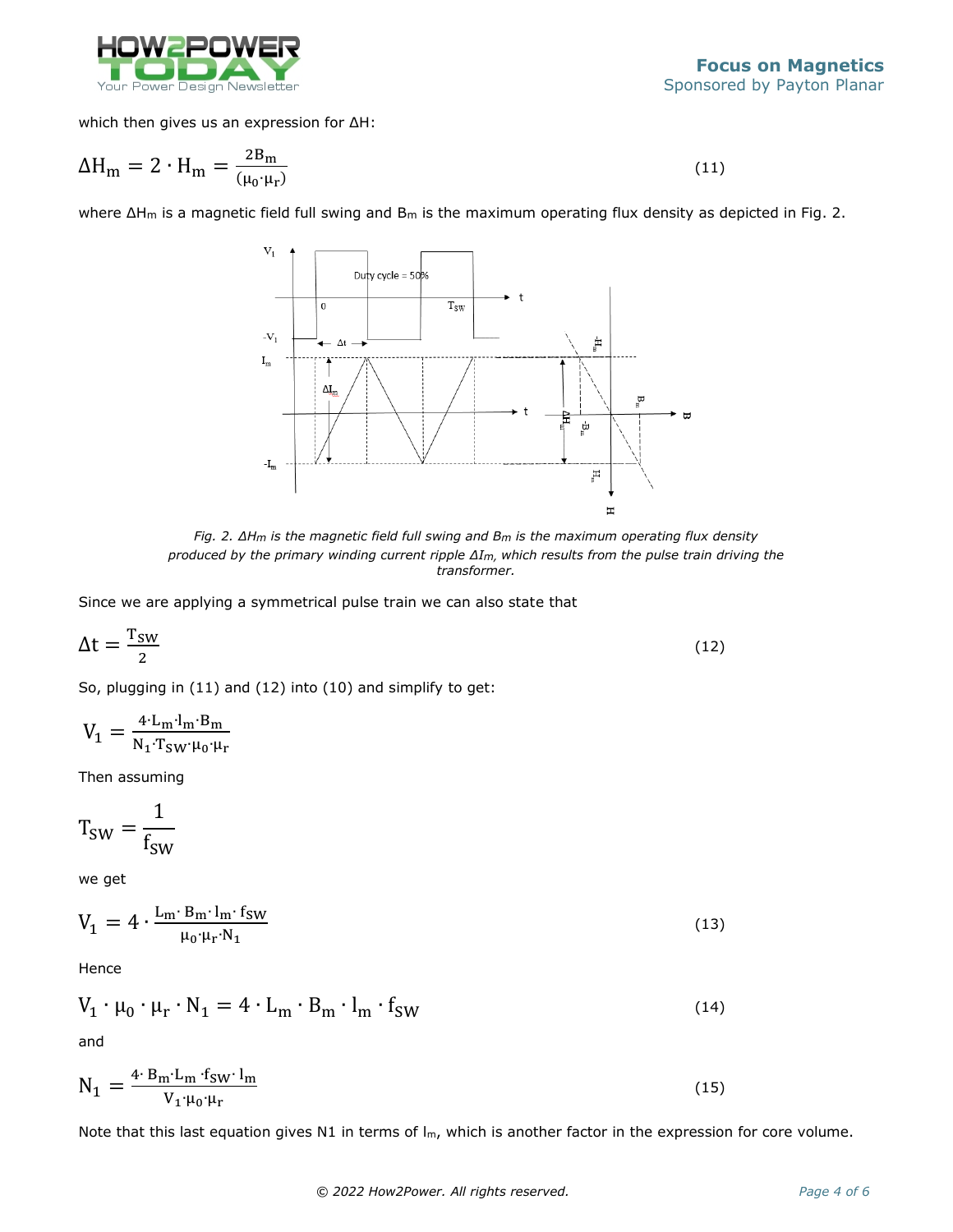which then gives us an expression for ΔH:

$$\Delta H_m = 2 \cdot H_m = \frac{2B_m}{(\mu_0 \cdot \mu_r)} \tag{11}$$

where $\Delta H_m$ is a magnetic field full swing and $B_m$ is the maximum operating flux density as depicted in Fig. 2.

*Fig. 2. $\Delta H_m$ is the magnetic field full swing and $B_m$ is the maximum operating flux density produced by the primary winding current ripple $\Delta I_m$, which results from the pulse train driving the transformer.*

Since we are applying a symmetrical pulse train we can also state that

$$\Delta t = \frac{T_{SW}}{2} \tag{12}$$

So, plugging in (11) and (12) into (10) and simplify to get:

$$V_1 = \frac{4 \cdot L_m \cdot l_m \cdot B_m}{N_1 \cdot T_{SW} \cdot \mu_0 \cdot \mu_r}$$

Then assuming

$$T_{SW} = \frac{1}{f_{SW}}$$

we get

$$V_1 = 4 \cdot \frac{L_m \cdot B_m \cdot l_m \cdot f_{SW}}{\mu_0 \cdot \mu_r \cdot N_1} \tag{13}$$

Hence

$$V_1 \cdot \mu_0 \cdot \mu_r \cdot N_1 = 4 \cdot L_m \cdot B_m \cdot l_m \cdot f_{SW} \tag{14}$$

and

$$N_1 = \frac{4 \cdot B_m \cdot L_m \cdot f_{SW} \cdot l_m}{V_1 \cdot \mu_0 \cdot \mu_r} \tag{15}$$

Note that this last equation gives N1 in terms of $l_m$, which is another factor in the expression for core volume.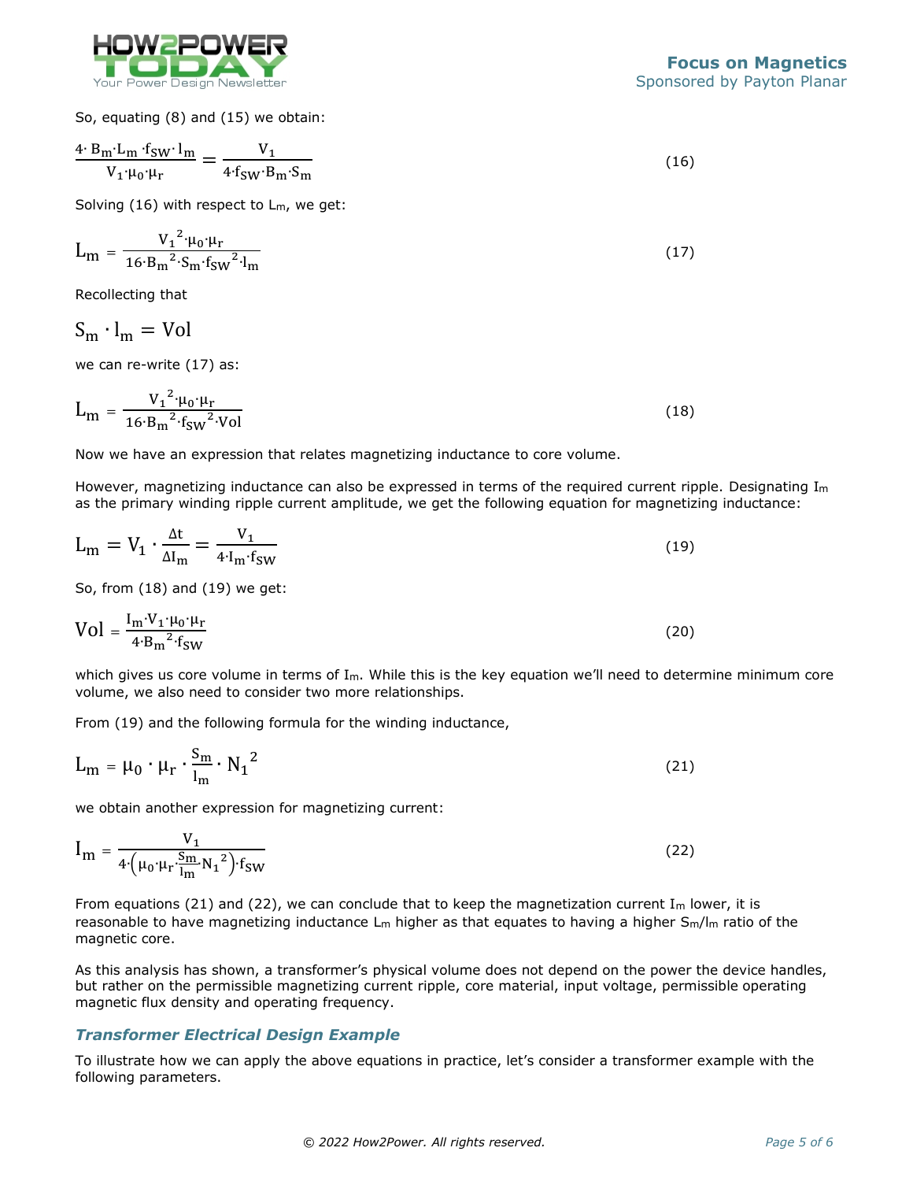So, equating (8) and (15) we obtain:

$$\frac{4 \cdot B_m \cdot L_m \cdot f_{SW} \cdot l_m}{V_1 \cdot \mu_0 \cdot \mu_r} = \frac{V_1}{4 \cdot f_{SW} \cdot B_m \cdot S_m} \tag{16}$$

Solving (16) with respect to $L_m$, we get:

$$L_m = \frac{V_1{}^2 \cdot \mu_0 \cdot \mu_r}{16 \cdot B_m{}^2 \cdot S_m \cdot f_{SW}{}^2 \cdot l_m} \tag{17}$$

Recollecting that

$$S_m \cdot l_m = Vol$$

we can re-write (17) as:

$$L_m = \frac{V_1{}^2 \cdot \mu_0 \cdot \mu_r}{16 \cdot B_m{}^2 \cdot f_{SW}{}^2 \cdot Vol} \tag{18}$$

Now we have an expression that relates magnetizing inductance to core volume.

However, magnetizing inductance can also be expressed in terms of the required current ripple. Designating $I_m$ as the primary winding ripple current amplitude, we get the following equation for magnetizing inductance:

$$L_m = V_1 \cdot \frac{\Delta t}{\Delta I_m} = \frac{V_1}{4 \cdot I_m \cdot f_{SW}} \tag{19}$$

So, from (18) and (19) we get:

$$Vol = \frac{I_m \cdot V_1 \cdot \mu_0 \cdot \mu_r}{4 \cdot B_m{}^2 \cdot f_{SW}} \tag{20}$$

which gives us core volume in terms of $I_m$. While this is the key equation we'll need to determine minimum core volume, we also need to consider two more relationships.

From (19) and the following formula for the winding inductance,

$$L_m = \mu_0 \cdot \mu_r \cdot \frac{S_m}{l_m} \cdot N_1{}^2 \tag{21}$$

we obtain another expression for magnetizing current:

$$I_m = \frac{V_1}{4 \cdot \left( \mu_0 \cdot \mu_r \cdot \frac{S_m}{l_m} \cdot N_1{}^2 \right) \cdot f_{SW}} \tag{22}$$

From equations (21) and (22), we can conclude that to keep the magnetization current $I_m$ lower, it is reasonable to have magnetizing inductance $L_m$ higher as that equates to having a higher $S_m/l_m$ ratio of the magnetic core.

As this analysis has shown, a transformer's physical volume does not depend on the power the device handles, but rather on the permissible magnetizing current ripple, core material, input voltage, permissible operating magnetic flux density and operating frequency.

### *Transformer Electrical Design Example*

To illustrate how we can apply the above equations in practice, let's consider a transformer example with the following parameters.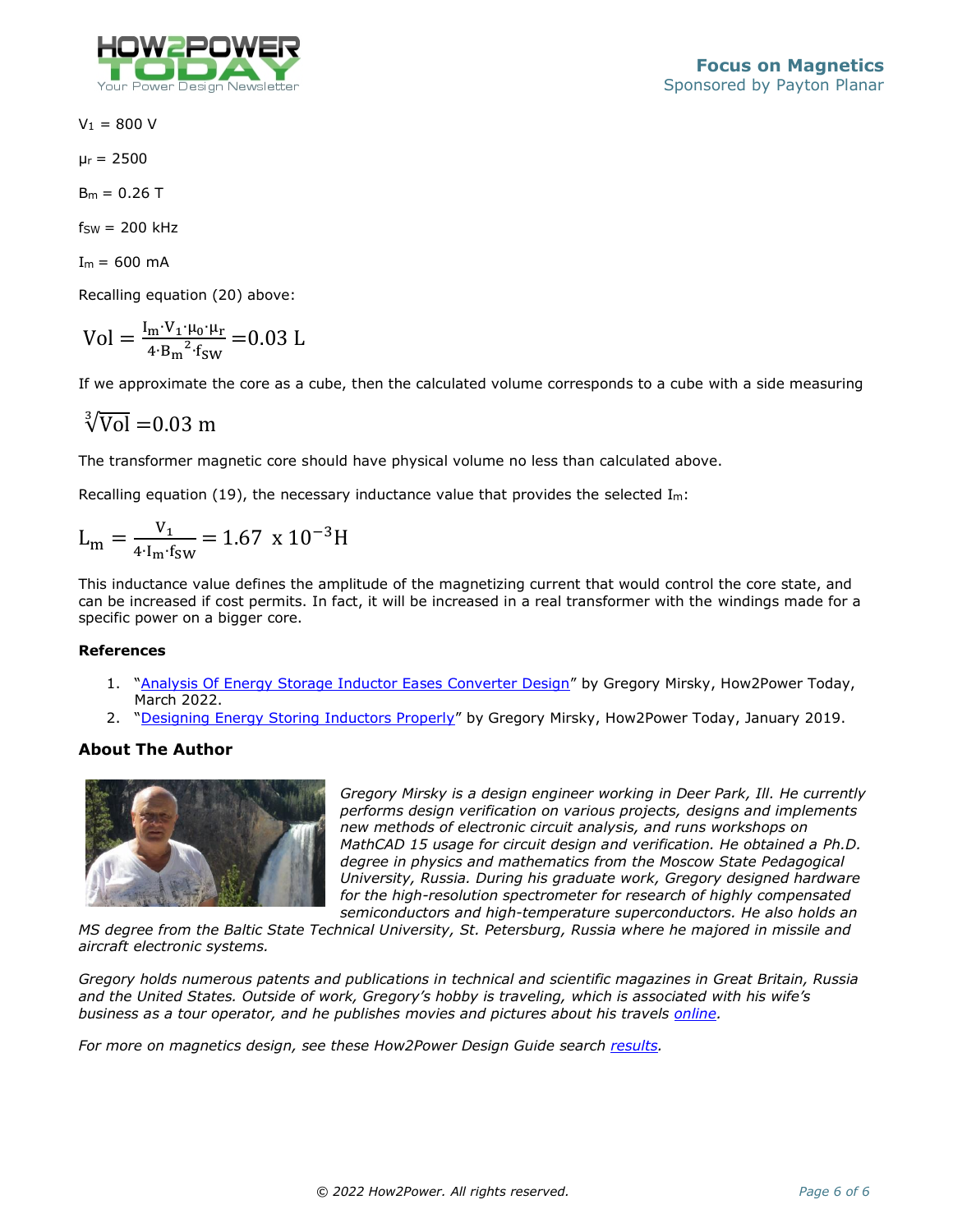$V_1$ = 800 V

$\mu_r$ = 2500

$B_m$ = 0.26 T

$f_{SW}$ = 200 kHz

$I_m$ = 600 mA

Recalling equation (20) above:

$$\mathrm{Vol} = \frac{I_m \cdot V_1 \cdot \mu_0 \cdot \mu_r}{4 \cdot {B_m}^2 \cdot f_{SW}} = 0.03\ \mathrm{L}$$

If we approximate the core as a cube, then the calculated volume corresponds to a cube with a side measuring

$$\sqrt[3]{\mathrm{Vol}} = 0.03\ \mathrm{m}$$

The transformer magnetic core should have physical volume no less than calculated above.

Recalling equation (19), the necessary inductance value that provides the selected $I_m$:

$$L_m = \frac{V_1}{4 \cdot I_m \cdot f_{SW}} = 1.67\ \times 10^{-3} \mathrm{H}$$

This inductance value defines the amplitude of the magnetizing current that would control the core state, and can be increased if cost permits. In fact, it will be increased in a real transformer with the windings made for a specific power on a bigger core.

**References**

1. "Analysis Of Energy Storage Inductor Eases Converter Design" by Gregory Mirsky, How2Power Today, March 2022.
2. "Designing Energy Storing Inductors Properly" by Gregory Mirsky, How2Power Today, January 2019.

## About The Author

*Gregory Mirsky is a design engineer working in Deer Park, Ill. He currently performs design verification on various projects, designs and implements new methods of electronic circuit analysis, and runs workshops on MathCAD 15 usage for circuit design and verification. He obtained a Ph.D. degree in physics and mathematics from the Moscow State Pedagogical University, Russia. During his graduate work, Gregory designed hardware for the high-resolution spectrometer for research of highly compensated semiconductors and high-temperature superconductors. He also holds an MS degree from the Baltic State Technical University, St. Petersburg, Russia where he majored in missile and aircraft electronic systems.*

*Gregory holds numerous patents and publications in technical and scientific magazines in Great Britain, Russia and the United States. Outside of work, Gregory's hobby is traveling, which is associated with his wife's business as a tour operator, and he publishes movies and pictures about his travels online.*

*For more on magnetics design, see these How2Power Design Guide search results.*